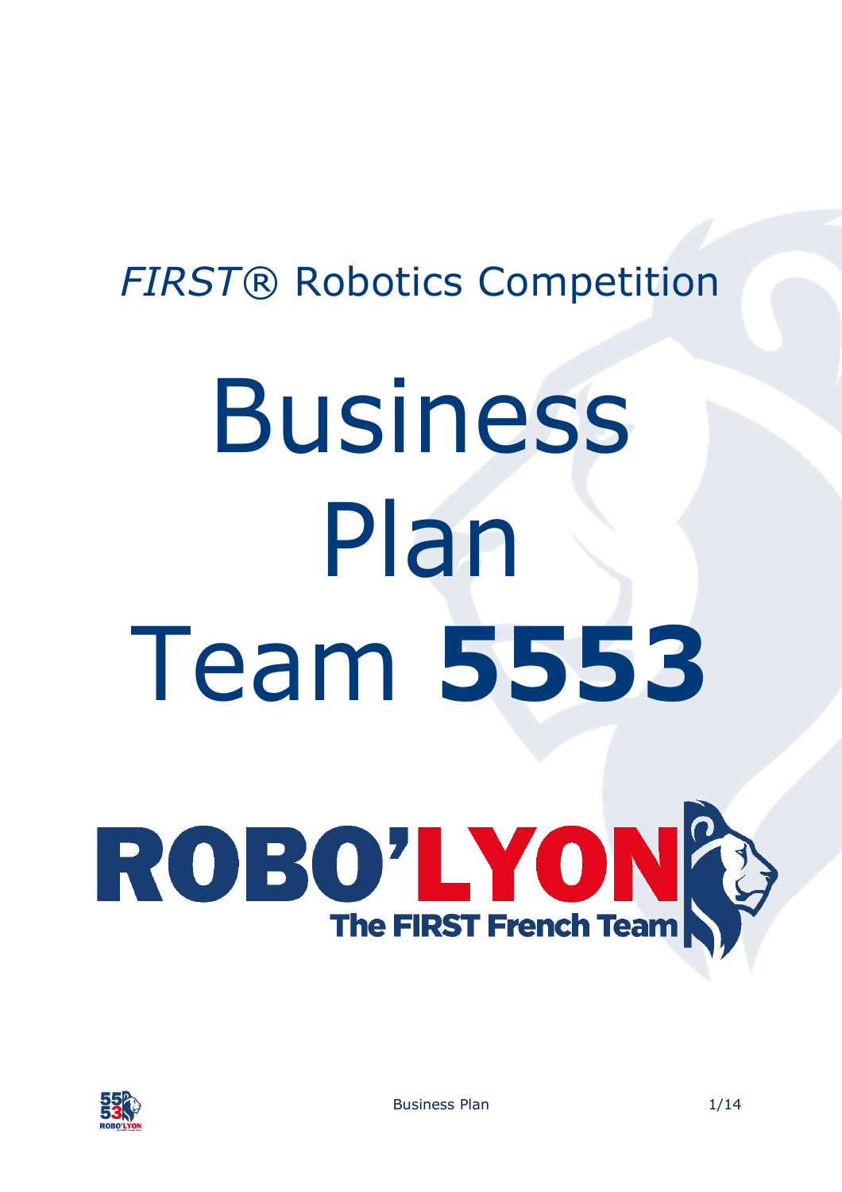*FIRST*® Robotics Competition

# Business Plan Team **5553**

**ROBO'LYON**

**The FIRST French Team**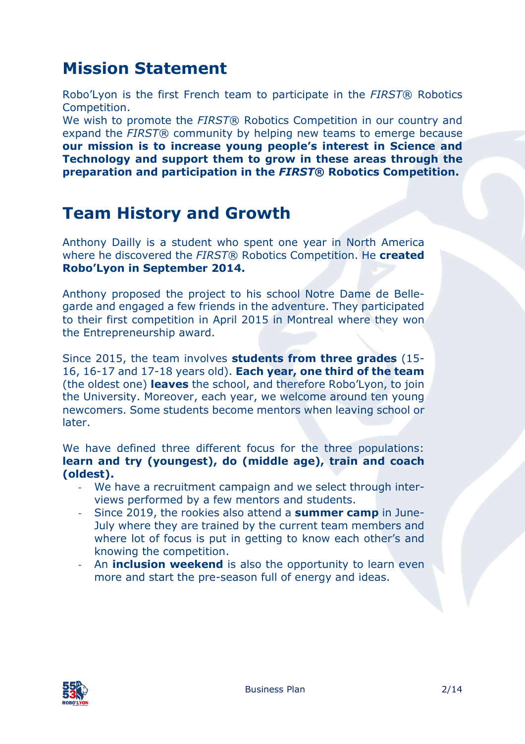# Mission Statement

Robo'Lyon is the first French team to participate in the *FIRST*® Robotics Competition.
We wish to promote the *FIRST*® Robotics Competition in our country and expand the *FIRST*® community by helping new teams to emerge because **our mission is to increase young people's interest in Science and Technology and support them to grow in these areas through the preparation and participation in the *FIRST*® Robotics Competition.**

# Team History and Growth

Anthony Dailly is a student who spent one year in North America where he discovered the *FIRST*® Robotics Competition. He **created Robo'Lyon in September 2014.**

Anthony proposed the project to his school Notre Dame de Bellegarde and engaged a few friends in the adventure. They participated to their first competition in April 2015 in Montreal where they won the Entrepreneurship award.

Since 2015, the team involves **students from three grades** (15-16, 16-17 and 17-18 years old). **Each year, one third of the team** (the oldest one) **leaves** the school, and therefore Robo'Lyon, to join the University. Moreover, each year, we welcome around ten young newcomers. Some students become mentors when leaving school or later.

We have defined three different focus for the three populations: **learn and try (youngest), do (middle age), train and coach (oldest).**

- We have a recruitment campaign and we select through interviews performed by a few mentors and students.
- Since 2019, the rookies also attend a **summer camp** in June-July where they are trained by the current team members and where lot of focus is put in getting to know each other's and knowing the competition.
- An **inclusion weekend** is also the opportunity to learn even more and start the pre-season full of energy and ideas.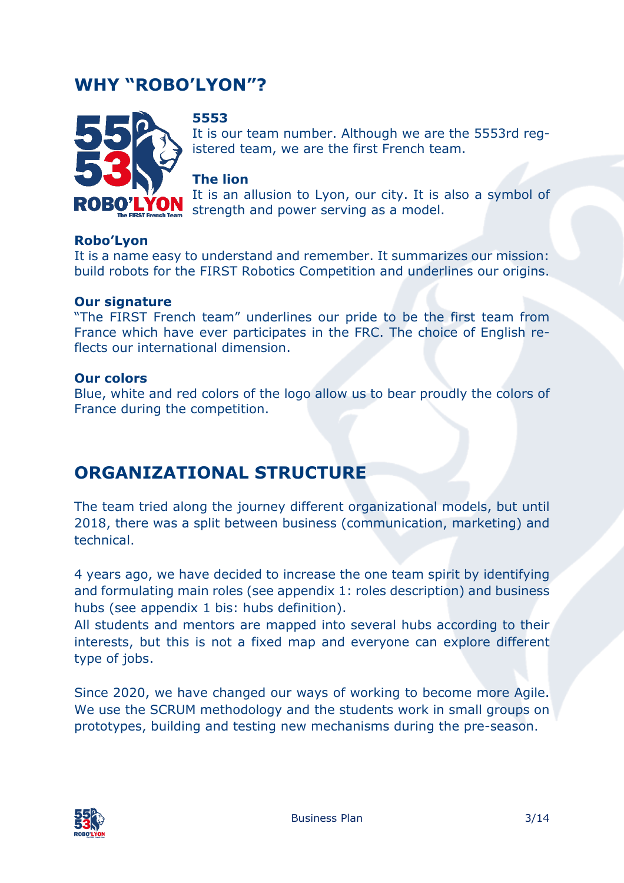## WHY "ROBO'LYON"?

**5553**
It is our team number. Although we are the 5553rd registered team, we are the first French team.

**The lion**
It is an allusion to Lyon, our city. It is also a symbol of strength and power serving as a model.

**Robo'Lyon**
It is a name easy to understand and remember. It summarizes our mission: build robots for the FIRST Robotics Competition and underlines our origins.

**Our signature**
"The FIRST French team" underlines our pride to be the first team from France which have ever participates in the FRC. The choice of English reflects our international dimension.

**Our colors**
Blue, white and red colors of the logo allow us to bear proudly the colors of France during the competition.

## ORGANIZATIONAL STRUCTURE

The team tried along the journey different organizational models, but until 2018, there was a split between business (communication, marketing) and technical.

4 years ago, we have decided to increase the one team spirit by identifying and formulating main roles (see appendix 1: roles description) and business hubs (see appendix 1 bis: hubs definition).
All students and mentors are mapped into several hubs according to their interests, but this is not a fixed map and everyone can explore different type of jobs.

Since 2020, we have changed our ways of working to become more Agile. We use the SCRUM methodology and the students work in small groups on prototypes, building and testing new mechanisms during the pre-season.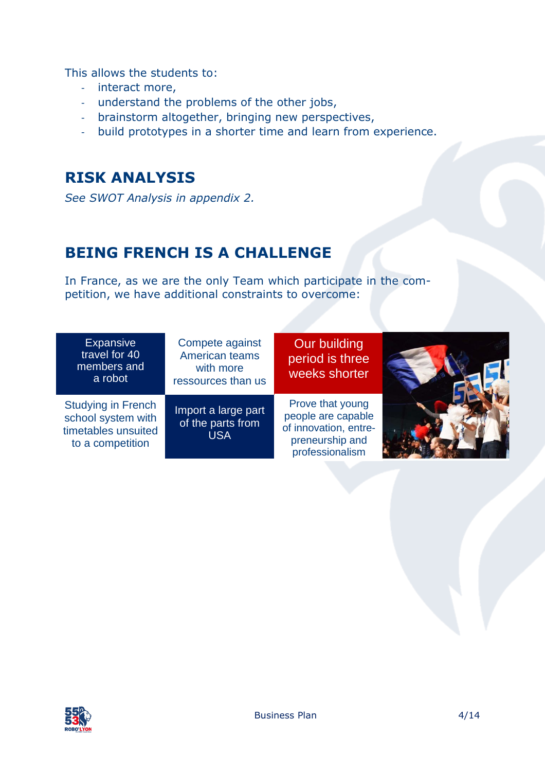This allows the students to:

- interact more,
- understand the problems of the other jobs,
- brainstorm altogether, bringing new perspectives,
- build prototypes in a shorter time and learn from experience.

## RISK ANALYSIS

*See SWOT Analysis in appendix 2.*

## BEING FRENCH IS A CHALLENGE

In France, as we are the only Team which participate in the competition, we have additional constraints to overcome:

| | | |
|---|---|---|
| Expansive travel for 40 members and a robot | Compete against American teams with more ressources than us | Our building period is three weeks shorter |
| Studying in French school system with timetables unsuited to a competition | Import a large part of the parts from USA | Prove that young people are capable of innovation, entrepreneurship and professionalism |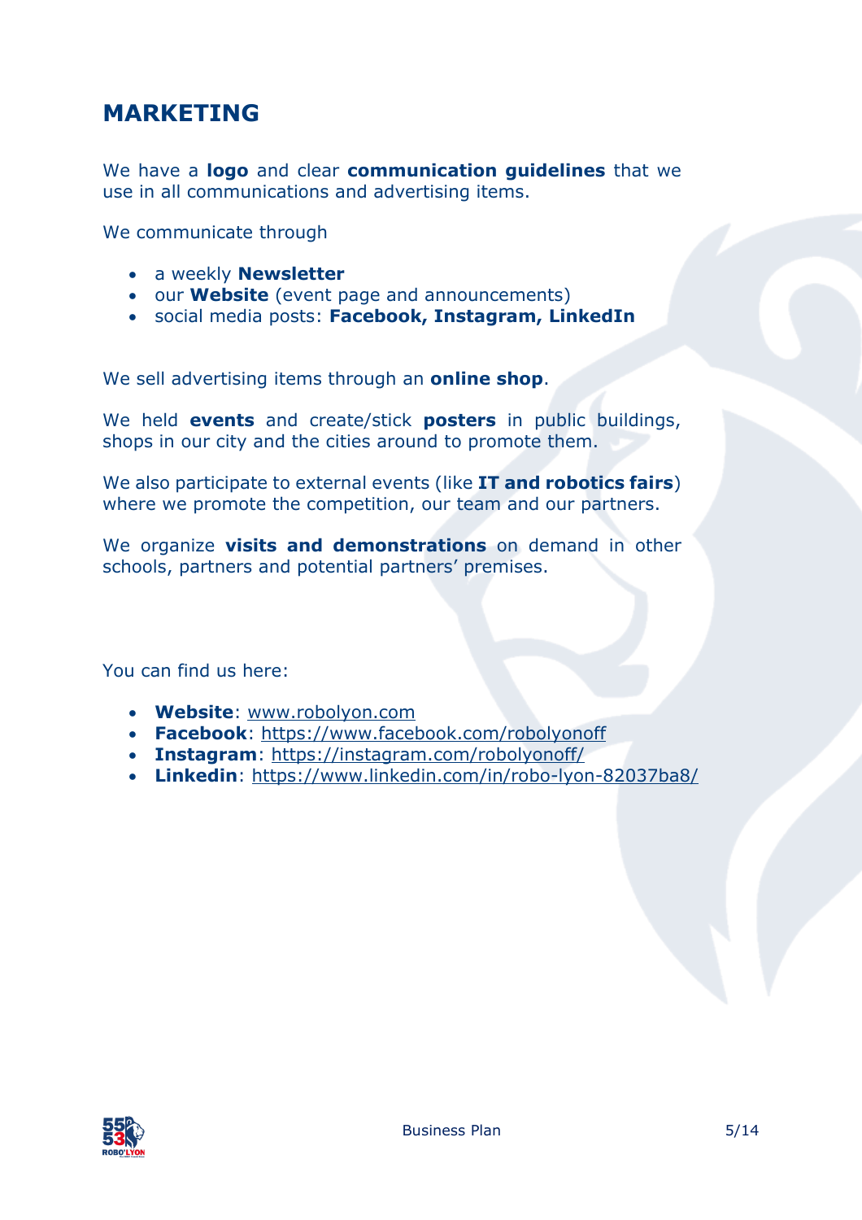# MARKETING

We have a **logo** and clear **communication guidelines** that we use in all communications and advertising items.

We communicate through

- a weekly **Newsletter**
- our **Website** (event page and announcements)
- social media posts: **Facebook, Instagram, LinkedIn**

We sell advertising items through an **online shop**.

We held **events** and create/stick **posters** in public buildings, shops in our city and the cities around to promote them.

We also participate to external events (like **IT and robotics fairs**) where we promote the competition, our team and our partners.

We organize **visits and demonstrations** on demand in other schools, partners and potential partners' premises.

You can find us here:

- **Website**: www.robolyon.com
- **Facebook**: https://www.facebook.com/robolyonoff
- **Instagram**: https://instagram.com/robolyonoff/
- **Linkedin**: https://www.linkedin.com/in/robo-lyon-82037ba8/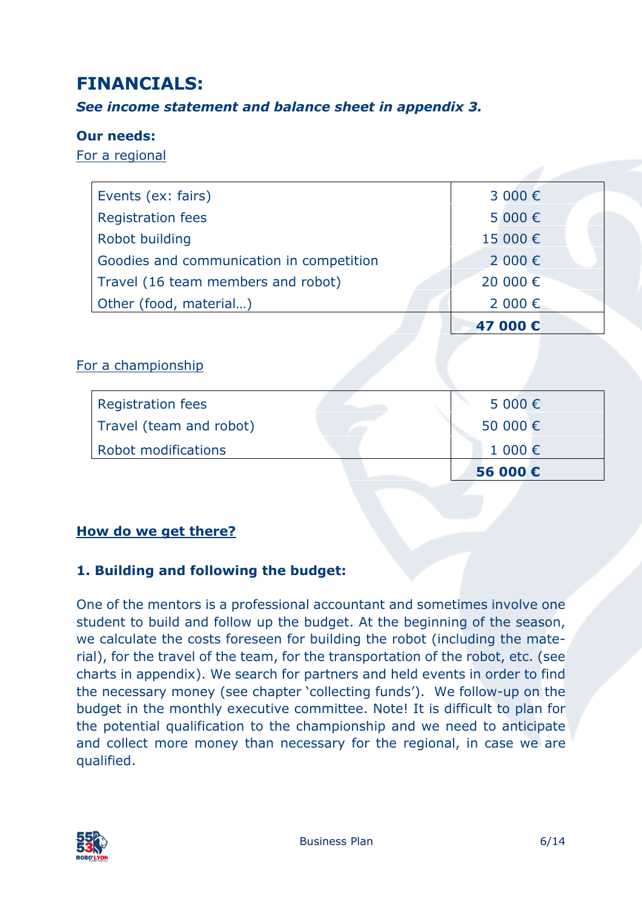# FINANCIALS:

***See income statement and balance sheet in appendix 3.***

**Our needs:**

For a regional

| | |
|---|---|
| Events (ex: fairs) | 3 000 € |
| Registration fees | 5 000 € |
| Robot building | 15 000 € |
| Goodies and communication in competition | 2 000 € |
| Travel (16 team members and robot) | 20 000 € |
| Other (food, material…) | 2 000 € |
| | **47 000 €** |

For a championship

| | |
|---|---|
| Registration fees | 5 000 € |
| Travel (team and robot) | 50 000 € |
| Robot modifications | 1 000 € |
| | **56 000 €** |

## How do we get there?

### 1. Building and following the budget:

One of the mentors is a professional accountant and sometimes involve one student to build and follow up the budget. At the beginning of the season, we calculate the costs foreseen for building the robot (including the material), for the travel of the team, for the transportation of the robot, etc. (see charts in appendix). We search for partners and held events in order to find the necessary money (see chapter 'collecting funds'). We follow-up on the budget in the monthly executive committee. Note! It is difficult to plan for the potential qualification to the championship and we need to anticipate and collect more money than necessary for the regional, in case we are qualified.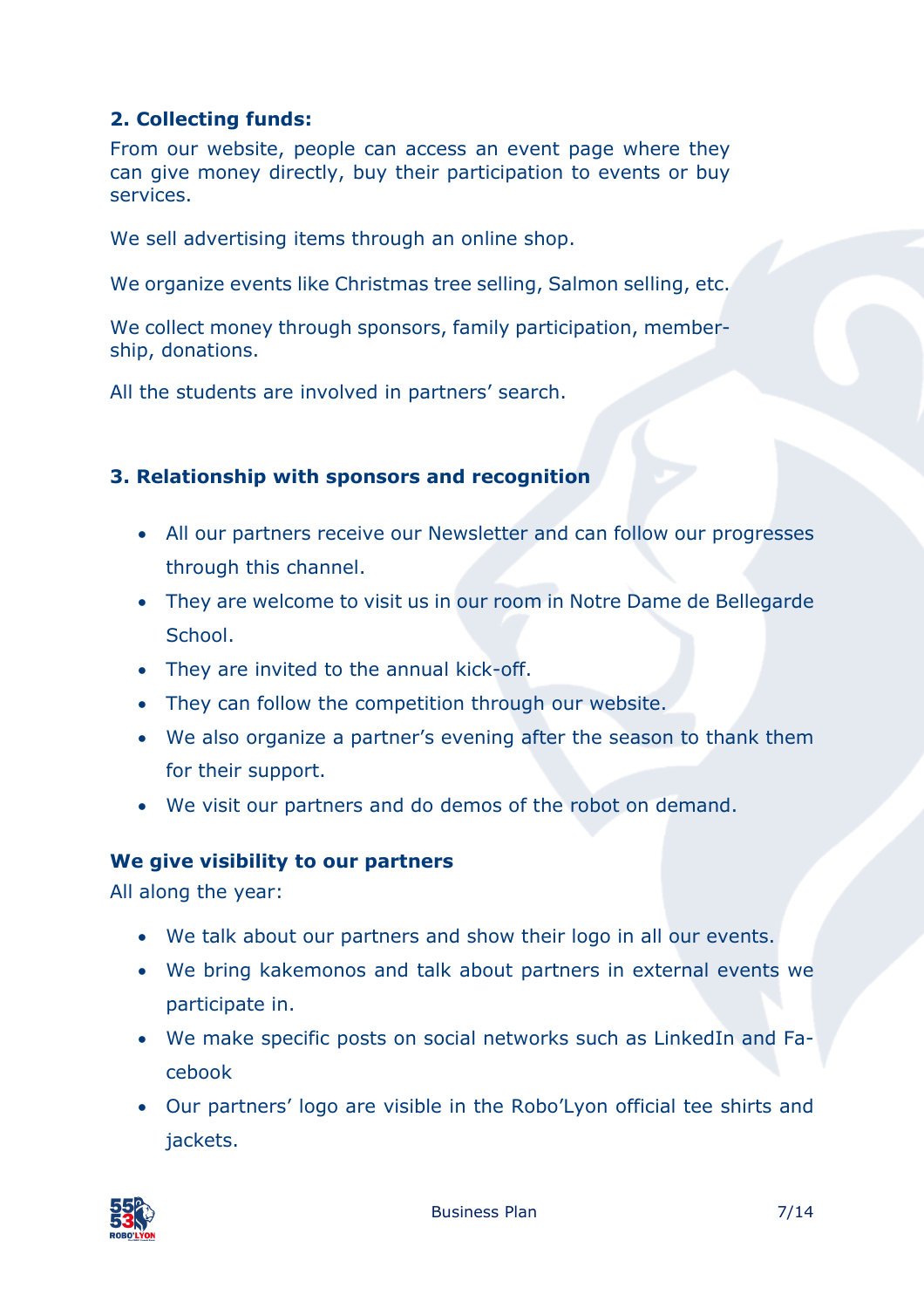**2. Collecting funds:**

From our website, people can access an event page where they can give money directly, buy their participation to events or buy services.

We sell advertising items through an online shop.

We organize events like Christmas tree selling, Salmon selling, etc.

We collect money through sponsors, family participation, membership, donations.

All the students are involved in partners' search.

**3. Relationship with sponsors and recognition**

- All our partners receive our Newsletter and can follow our progresses through this channel.
- They are welcome to visit us in our room in Notre Dame de Bellegarde School.
- They are invited to the annual kick-off.
- They can follow the competition through our website.
- We also organize a partner's evening after the season to thank them for their support.
- We visit our partners and do demos of the robot on demand.

**We give visibility to our partners**

All along the year:

- We talk about our partners and show their logo in all our events.
- We bring kakemonos and talk about partners in external events we participate in.
- We make specific posts on social networks such as LinkedIn and Facebook
- Our partners' logo are visible in the Robo'Lyon official tee shirts and jackets.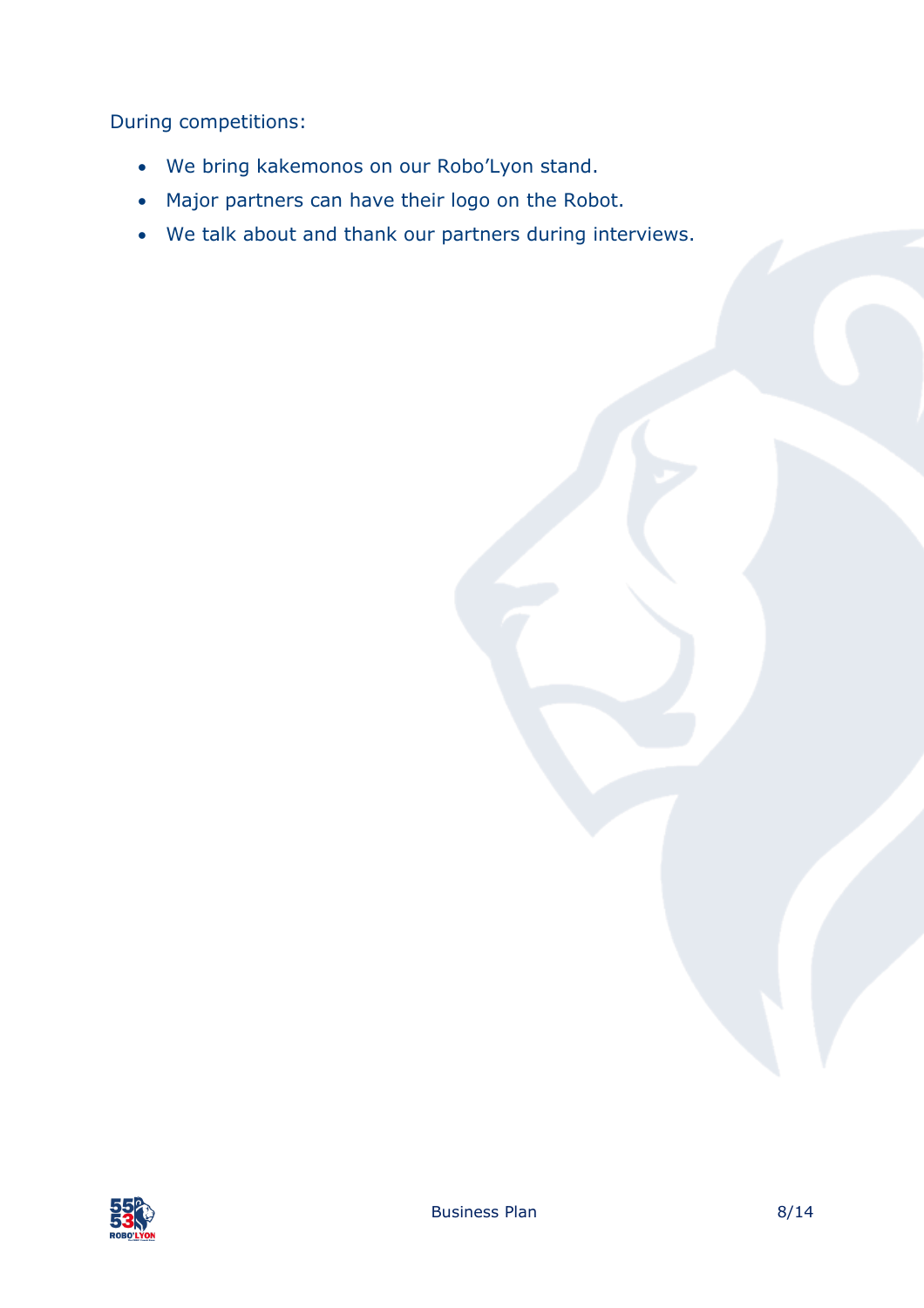During competitions:

- We bring kakemonos on our Robo'Lyon stand.
- Major partners can have their logo on the Robot.
- We talk about and thank our partners during interviews.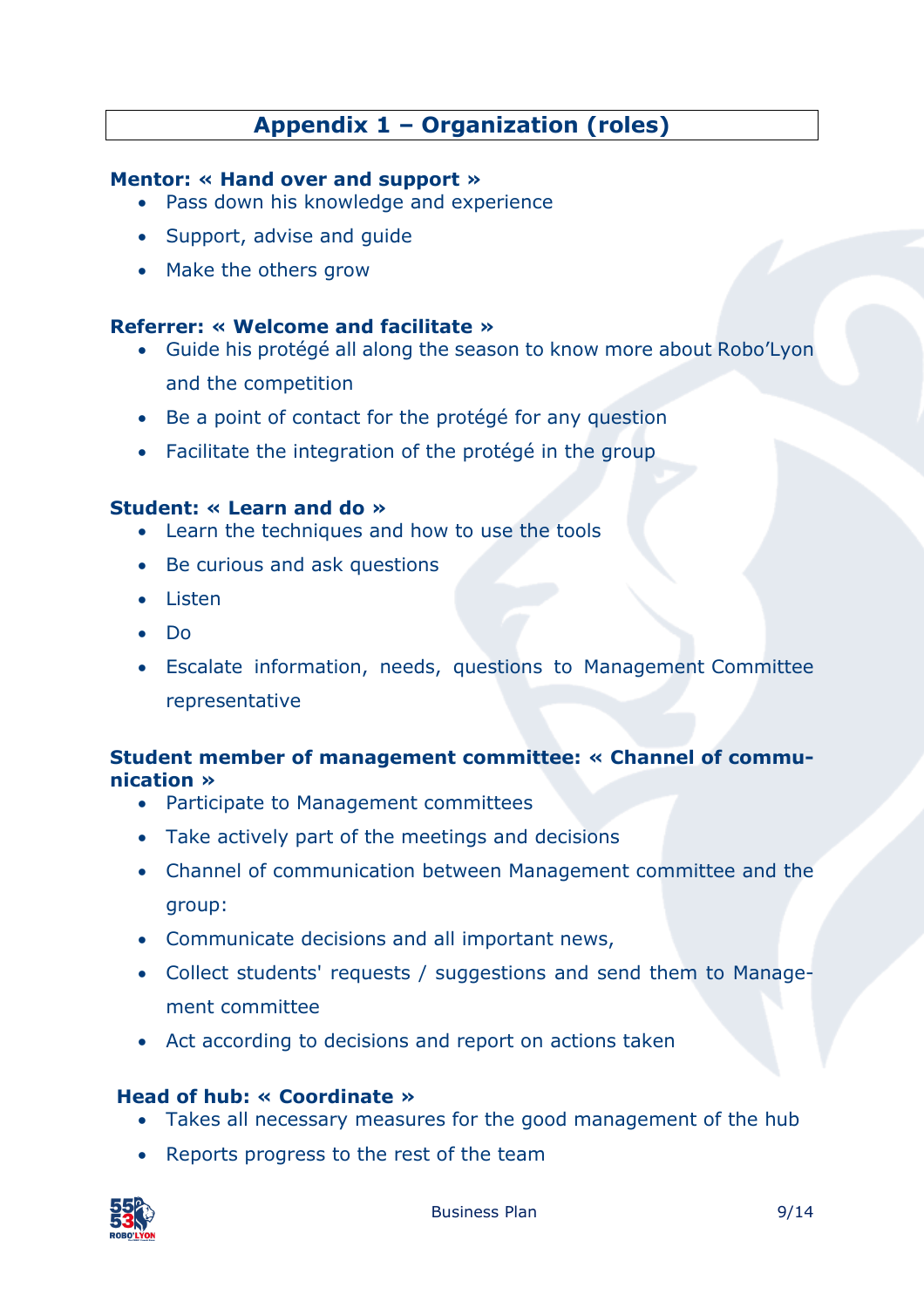## Appendix 1 – Organization (roles)

**Mentor: « Hand over and support »**

- Pass down his knowledge and experience
- Support, advise and guide
- Make the others grow

**Referrer: « Welcome and facilitate »**

- Guide his protégé all along the season to know more about Robo'Lyon and the competition
- Be a point of contact for the protégé for any question
- Facilitate the integration of the protégé in the group

**Student: « Learn and do »**

- Learn the techniques and how to use the tools
- Be curious and ask questions
- Listen
- Do
- Escalate information, needs, questions to Management Committee representative

**Student member of management committee: « Channel of communication »**

- Participate to Management committees
- Take actively part of the meetings and decisions
- Channel of communication between Management committee and the group:
- Communicate decisions and all important news,
- Collect students' requests / suggestions and send them to Management committee
- Act according to decisions and report on actions taken

**Head of hub: « Coordinate »**

- Takes all necessary measures for the good management of the hub
- Reports progress to the rest of the team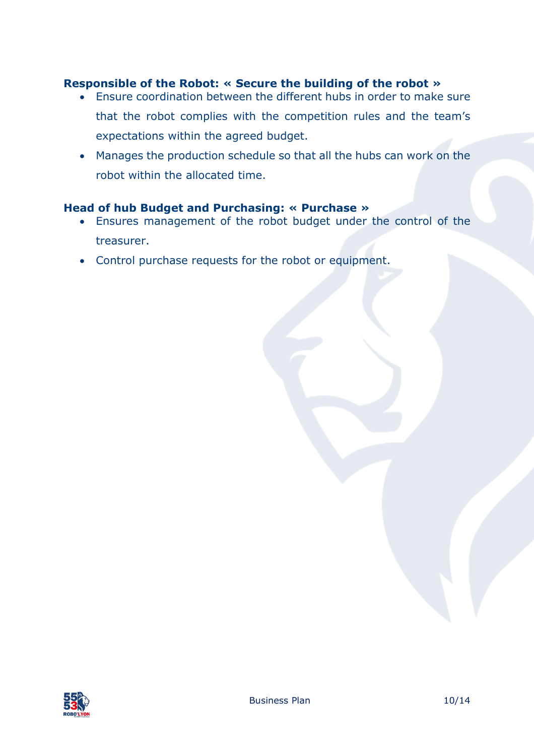**Responsible of the Robot: « Secure the building of the robot »**

- Ensure coordination between the different hubs in order to make sure that the robot complies with the competition rules and the team's expectations within the agreed budget.
- Manages the production schedule so that all the hubs can work on the robot within the allocated time.

**Head of hub Budget and Purchasing: « Purchase »**

- Ensures management of the robot budget under the control of the treasurer.
- Control purchase requests for the robot or equipment.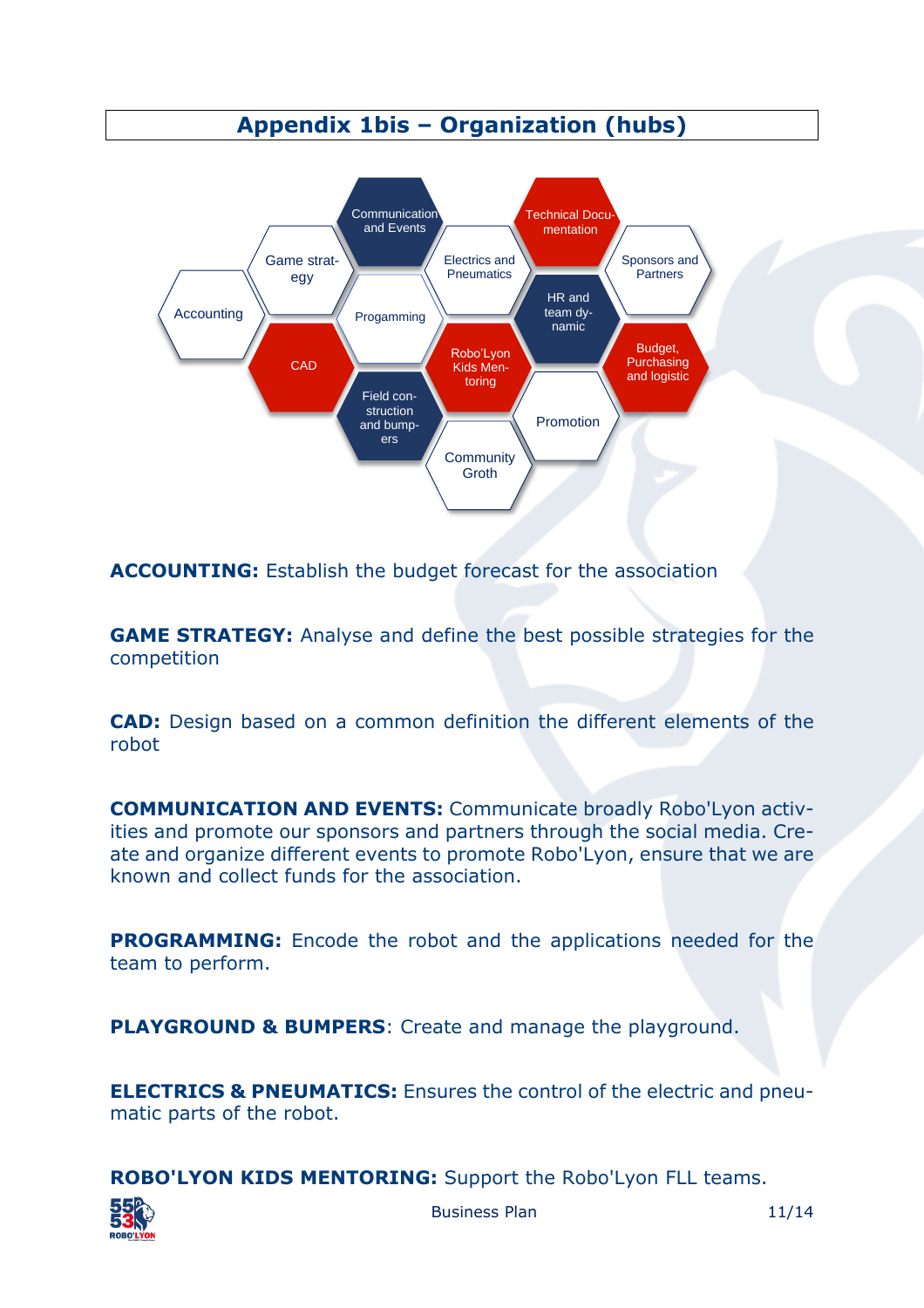## Appendix 1bis – Organization (hubs)

- Accounting
- Game strategy
- Communication and Events
- CAD
- Progamming
- Field construction and bumpers
- Electrics and Pneumatics
- Robo'Lyon Kids Mentoring
- Community Groth
- Technical Documentation
- HR and team dynamic
- Promotion
- Sponsors and Partners
- Budget, Purchasing and logistic

**ACCOUNTING:** Establish the budget forecast for the association

**GAME STRATEGY:** Analyse and define the best possible strategies for the competition

**CAD:** Design based on a common definition the different elements of the robot

**COMMUNICATION AND EVENTS:** Communicate broadly Robo'Lyon activities and promote our sponsors and partners through the social media. Create and organize different events to promote Robo'Lyon, ensure that we are known and collect funds for the association.

**PROGRAMMING:** Encode the robot and the applications needed for the team to perform.

**PLAYGROUND & BUMPERS**: Create and manage the playground.

**ELECTRICS & PNEUMATICS:** Ensures the control of the electric and pneumatic parts of the robot.

**ROBO'LYON KIDS MENTORING:** Support the Robo'Lyon FLL teams.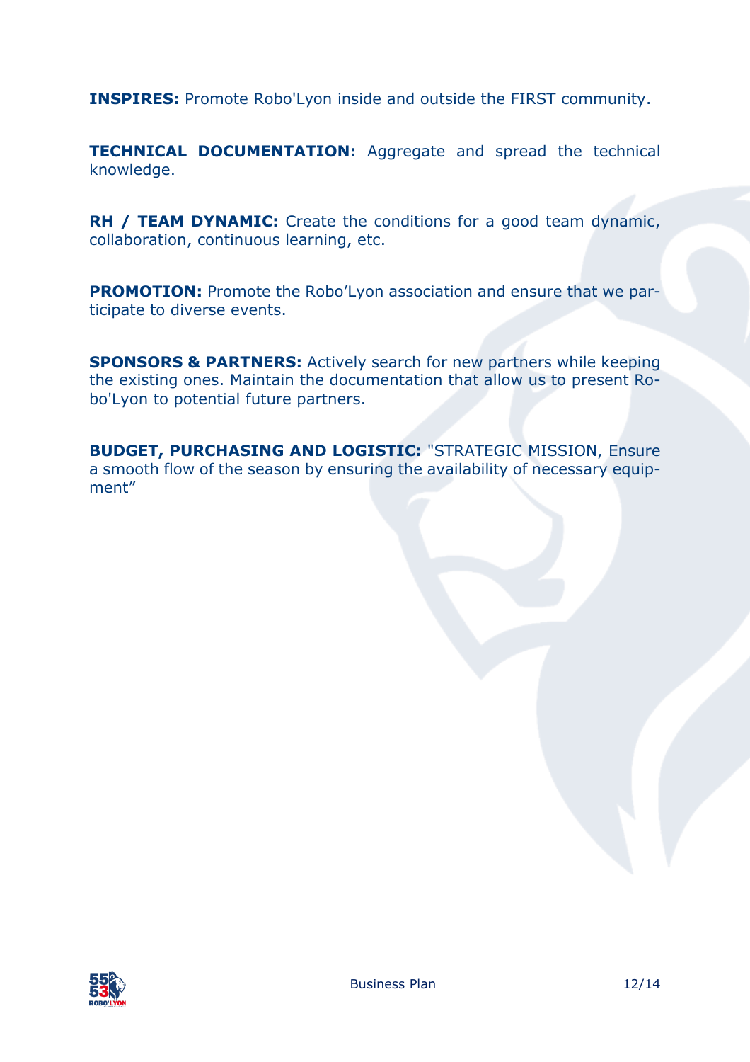**INSPIRES:** Promote Robo'Lyon inside and outside the FIRST community.

**TECHNICAL DOCUMENTATION:** Aggregate and spread the technical knowledge.

**RH / TEAM DYNAMIC:** Create the conditions for a good team dynamic, collaboration, continuous learning, etc.

**PROMOTION:** Promote the Robo'Lyon association and ensure that we participate to diverse events.

**SPONSORS & PARTNERS:** Actively search for new partners while keeping the existing ones. Maintain the documentation that allow us to present Robo'Lyon to potential future partners.

**BUDGET, PURCHASING AND LOGISTIC:** "STRATEGIC MISSION, Ensure a smooth flow of the season by ensuring the availability of necessary equipment"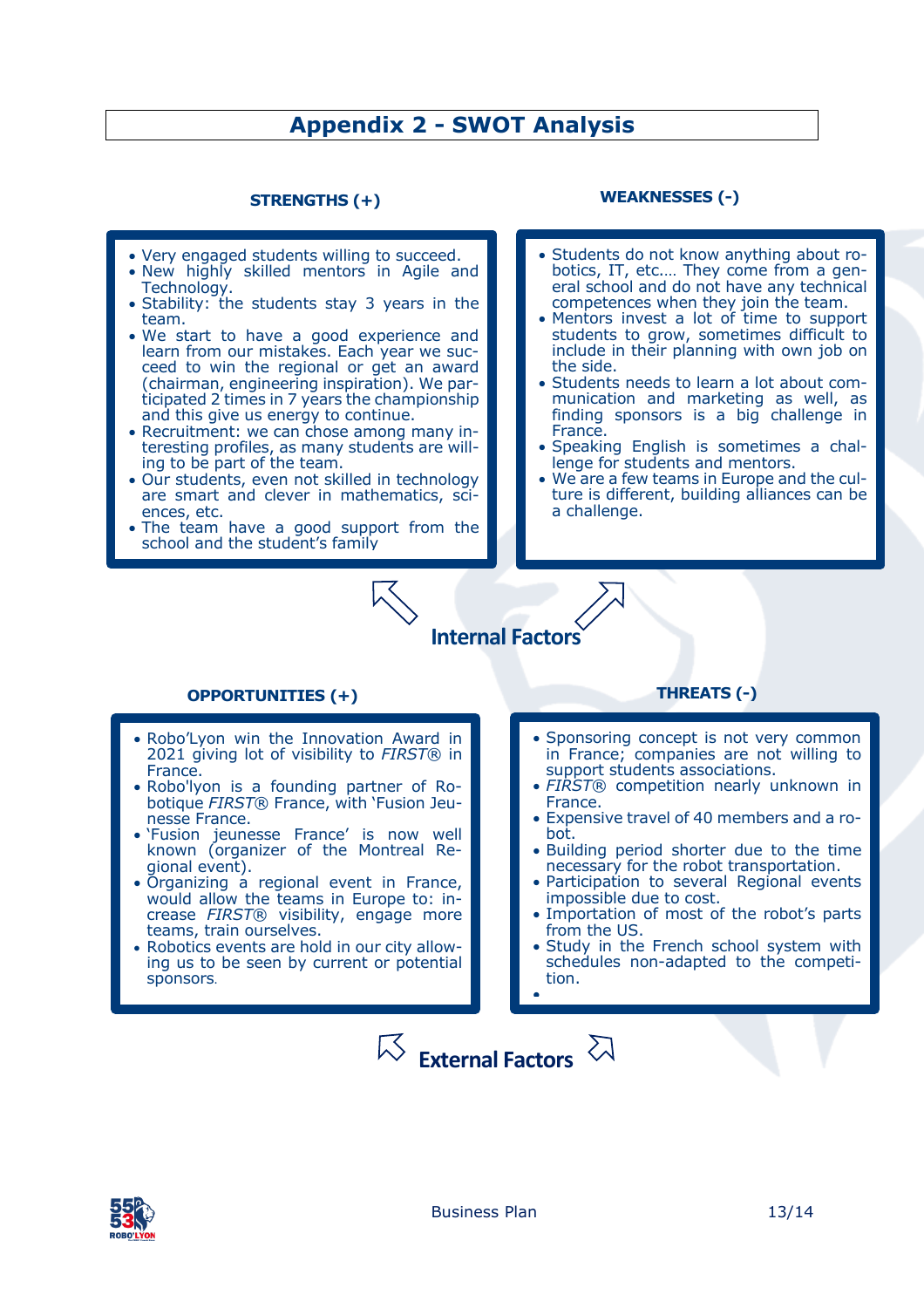# Appendix 2 - SWOT Analysis

## STRENGTHS (+)

- Very engaged students willing to succeed.
- New highly skilled mentors in Agile and Technology.
- Stability: the students stay 3 years in the team.
- We start to have a good experience and learn from our mistakes. Each year we succeed to win the regional or get an award (chairman, engineering inspiration). We participated 2 times in 7 years the championship and this give us energy to continue.
- Recruitment: we can chose among many interesting profiles, as many students are willing to be part of the team.
- Our students, even not skilled in technology are smart and clever in mathematics, sciences, etc.
- The team have a good support from the school and the student's family

## WEAKNESSES (-)

- Students do not know anything about robotics, IT, etc.… They come from a general school and do not have any technical competences when they join the team.
- Mentors invest a lot of time to support students to grow, sometimes difficult to include in their planning with own job on the side.
- Students needs to learn a lot about communication and marketing as well, as finding sponsors is a big challenge in France.
- Speaking English is sometimes a challenge for students and mentors.
- We are a few teams in Europe and the culture is different, building alliances can be a challenge.

**Internal Factors**

## OPPORTUNITIES (+)

- Robo'Lyon win the Innovation Award in 2021 giving lot of visibility to *FIRST*® in France.
- Robo'lyon is a founding partner of Robotique *FIRST*® France, with 'Fusion Jeunesse France.
- 'Fusion jeunesse France' is now well known (organizer of the Montreal Regional event).
- Organizing a regional event in France, would allow the teams in Europe to: increase *FIRST*® visibility, engage more teams, train ourselves.
- Robotics events are hold in our city allowing us to be seen by current or potential sponsors.

## THREATS (-)

- Sponsoring concept is not very common in France; companies are not willing to support students associations.
- *FIRST*® competition nearly unknown in France.
- Expensive travel of 40 members and a robot.
- Building period shorter due to the time necessary for the robot transportation.
- Participation to several Regional events impossible due to cost.
- Importation of most of the robot's parts from the US.
- Study in the French school system with schedules non-adapted to the competition.

**External Factors**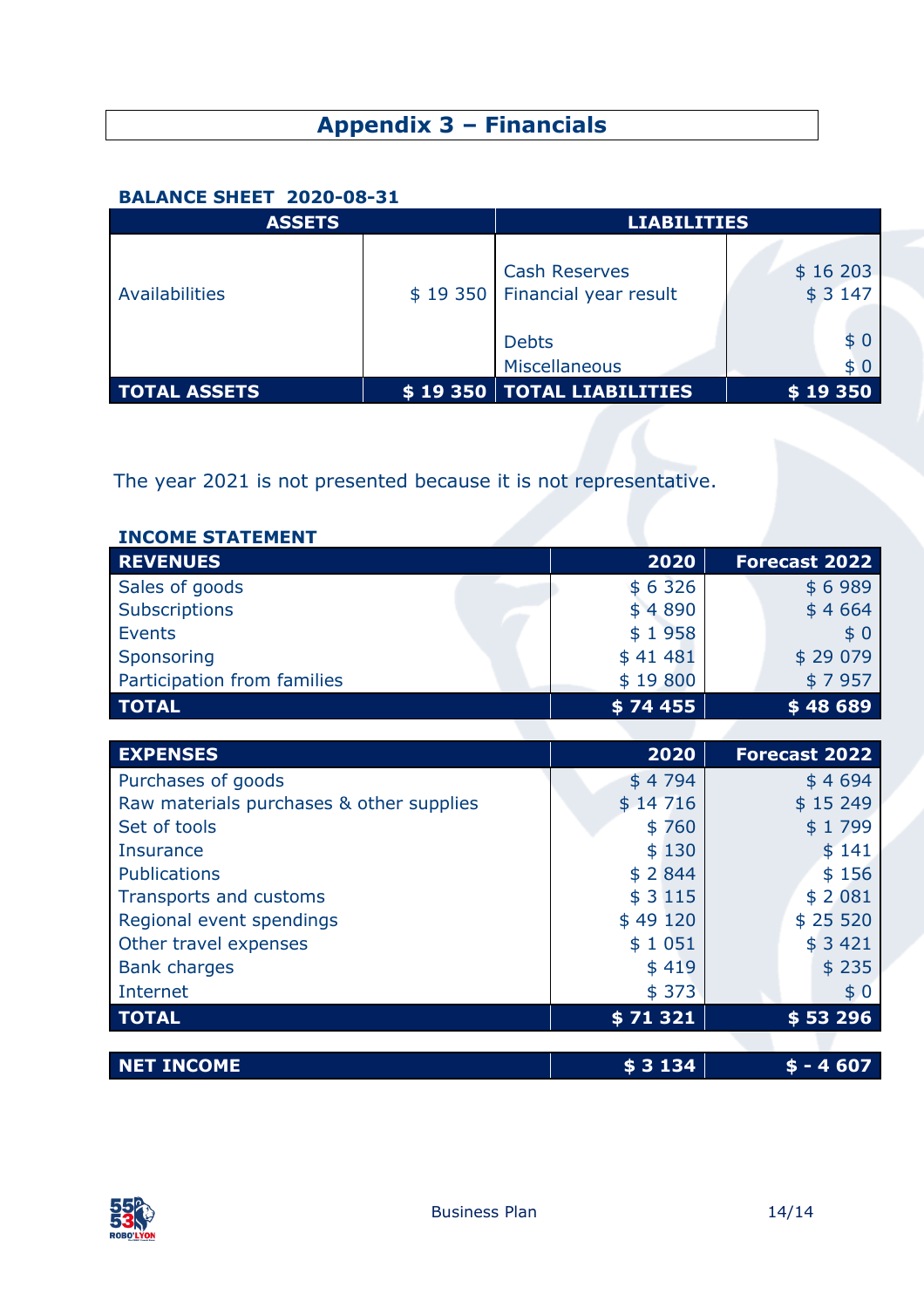# Appendix 3 – Financials

**BALANCE SHEET 2020-08-31**

| ASSETS | | LIABILITIES | |
|---|---|---|---|
| Availabilities | $ 19 350 | Cash Reserves | $ 16 203 |
| | | Financial year result | $ 3 147 |
| | | Debts | $ 0 |
| | | Miscellaneous | $ 0 |
| **TOTAL ASSETS** | **$ 19 350** | **TOTAL LIABILITIES** | **$ 19 350** |

The year 2021 is not presented because it is not representative.

**INCOME STATEMENT**

| REVENUES | 2020 | Forecast 2022 |
|---|---|---|
| Sales of goods | $ 6 326 | $ 6 989 |
| Subscriptions | $ 4 890 | $ 4 664 |
| Events | $ 1 958 | $ 0 |
| Sponsoring | $ 41 481 | $ 29 079 |
| Participation from families | $ 19 800 | $ 7 957 |
| **TOTAL** | **$ 74 455** | **$ 48 689** |

| EXPENSES | 2020 | Forecast 2022 |
|---|---|---|
| Purchases of goods | $ 4 794 | $ 4 694 |
| Raw materials purchases & other supplies | $ 14 716 | $ 15 249 |
| Set of tools | $ 760 | $ 1 799 |
| Insurance | $ 130 | $ 141 |
| Publications | $ 2 844 | $ 156 |
| Transports and customs | $ 3 115 | $ 2 081 |
| Regional event spendings | $ 49 120 | $ 25 520 |
| Other travel expenses | $ 1 051 | $ 3 421 |
| Bank charges | $ 419 | $ 235 |
| Internet | $ 373 | $ 0 |
| **TOTAL** | **$ 71 321** | **$ 53 296** |

| | | |
|---|---|---|
| **NET INCOME** | **$ 3 134** | **$ - 4 607** |